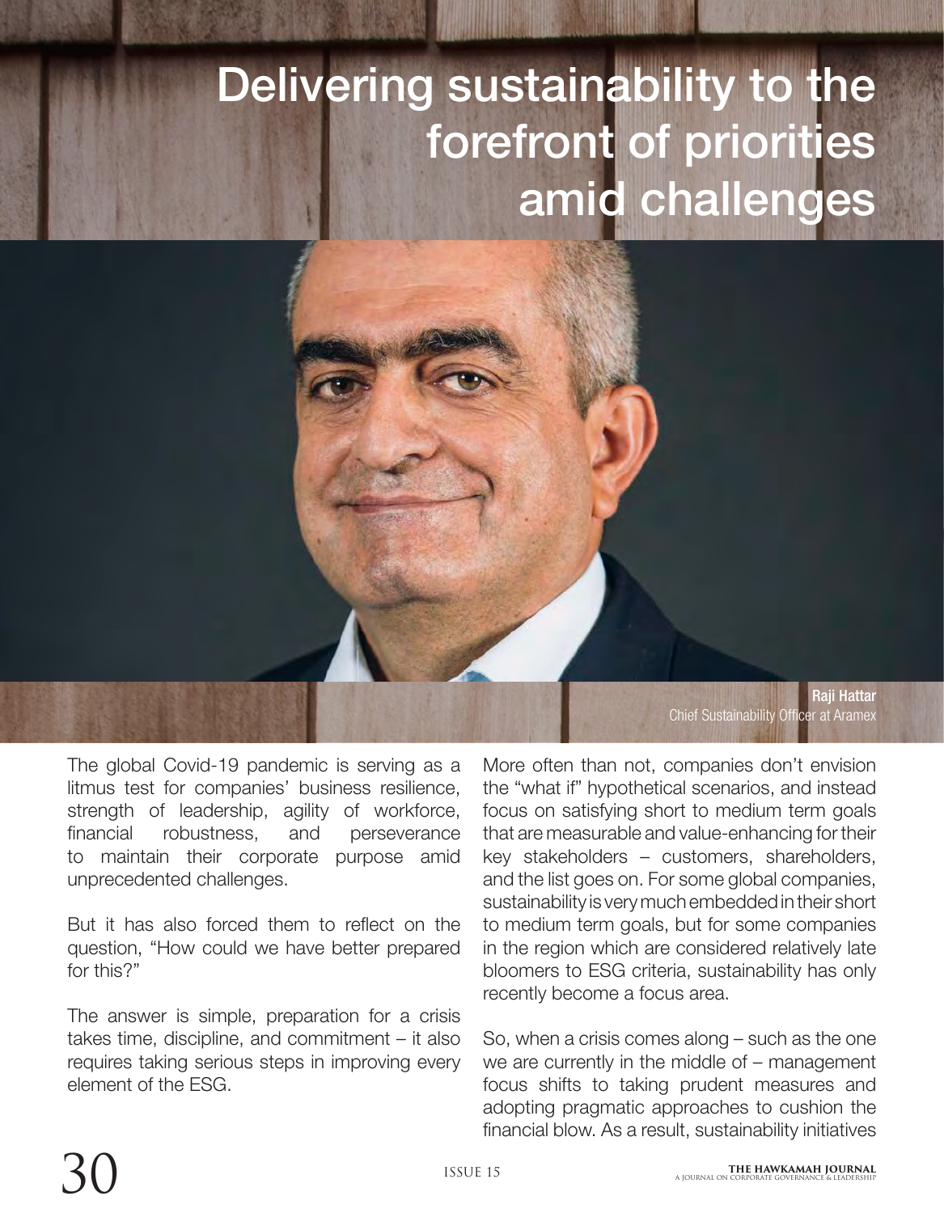# Delivering sustainability to the forefront of priorities amid challenges

**Raji Hattar**
Chief Sustainability Officer at Aramex

The global Covid-19 pandemic is serving as a litmus test for companies' business resilience, strength of leadership, agility of workforce, financial robustness, and perseverance to maintain their corporate purpose amid unprecedented challenges.

But it has also forced them to reflect on the question, "How could we have better prepared for this?"

The answer is simple, preparation for a crisis takes time, discipline, and commitment – it also requires taking serious steps in improving every element of the ESG.

More often than not, companies don't envision the "what if" hypothetical scenarios, and instead focus on satisfying short to medium term goals that are measurable and value-enhancing for their key stakeholders – customers, shareholders, and the list goes on. For some global companies, sustainability is very much embedded in their short to medium term goals, but for some companies in the region which are considered relatively late bloomers to ESG criteria, sustainability has only recently become a focus area.

So, when a crisis comes along – such as the one we are currently in the middle of – management focus shifts to taking prudent measures and adopting pragmatic approaches to cushion the financial blow. As a result, sustainability initiatives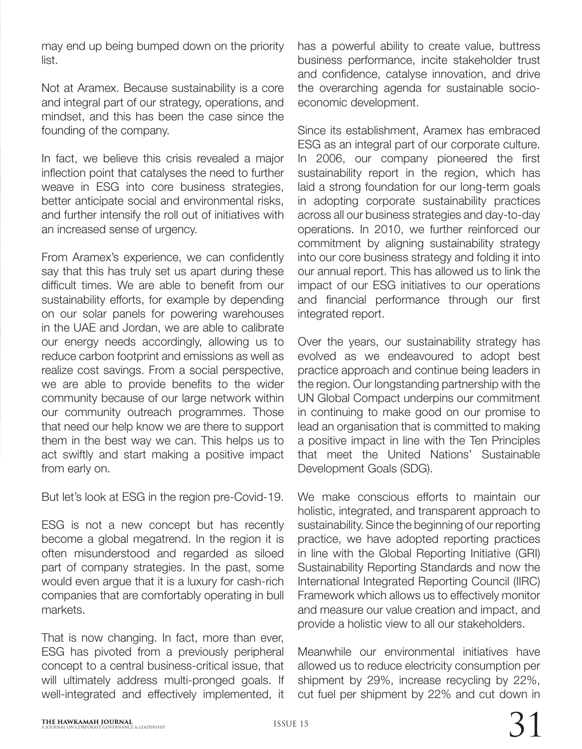may end up being bumped down on the priority list.

Not at Aramex. Because sustainability is a core and integral part of our strategy, operations, and mindset, and this has been the case since the founding of the company.

In fact, we believe this crisis revealed a major inflection point that catalyses the need to further weave in ESG into core business strategies, better anticipate social and environmental risks, and further intensify the roll out of initiatives with an increased sense of urgency.

From Aramex's experience, we can confidently say that this has truly set us apart during these difficult times. We are able to benefit from our sustainability efforts, for example by depending on our solar panels for powering warehouses in the UAE and Jordan, we are able to calibrate our energy needs accordingly, allowing us to reduce carbon footprint and emissions as well as realize cost savings. From a social perspective, we are able to provide benefits to the wider community because of our large network within our community outreach programmes. Those that need our help know we are there to support them in the best way we can. This helps us to act swiftly and start making a positive impact from early on.

But let's look at ESG in the region pre-Covid-19.

ESG is not a new concept but has recently become a global megatrend. In the region it is often misunderstood and regarded as siloed part of company strategies. In the past, some would even argue that it is a luxury for cash-rich companies that are comfortably operating in bull markets.

That is now changing. In fact, more than ever, ESG has pivoted from a previously peripheral concept to a central business-critical issue, that will ultimately address multi-pronged goals. If well-integrated and effectively implemented, it has a powerful ability to create value, buttress business performance, incite stakeholder trust and confidence, catalyse innovation, and drive the overarching agenda for sustainable socio-economic development.

Since its establishment, Aramex has embraced ESG as an integral part of our corporate culture. In 2006, our company pioneered the first sustainability report in the region, which has laid a strong foundation for our long-term goals in adopting corporate sustainability practices across all our business strategies and day-to-day operations. In 2010, we further reinforced our commitment by aligning sustainability strategy into our core business strategy and folding it into our annual report. This has allowed us to link the impact of our ESG initiatives to our operations and financial performance through our first integrated report.

Over the years, our sustainability strategy has evolved as we endeavoured to adopt best practice approach and continue being leaders in the region. Our longstanding partnership with the UN Global Compact underpins our commitment in continuing to make good on our promise to lead an organisation that is committed to making a positive impact in line with the Ten Principles that meet the United Nations' Sustainable Development Goals (SDG).

We make conscious efforts to maintain our holistic, integrated, and transparent approach to sustainability. Since the beginning of our reporting practice, we have adopted reporting practices in line with the Global Reporting Initiative (GRI) Sustainability Reporting Standards and now the International Integrated Reporting Council (IIRC) Framework which allows us to effectively monitor and measure our value creation and impact, and provide a holistic view to all our stakeholders.

Meanwhile our environmental initiatives have allowed us to reduce electricity consumption per shipment by 29%, increase recycling by 22%, cut fuel per shipment by 22% and cut down in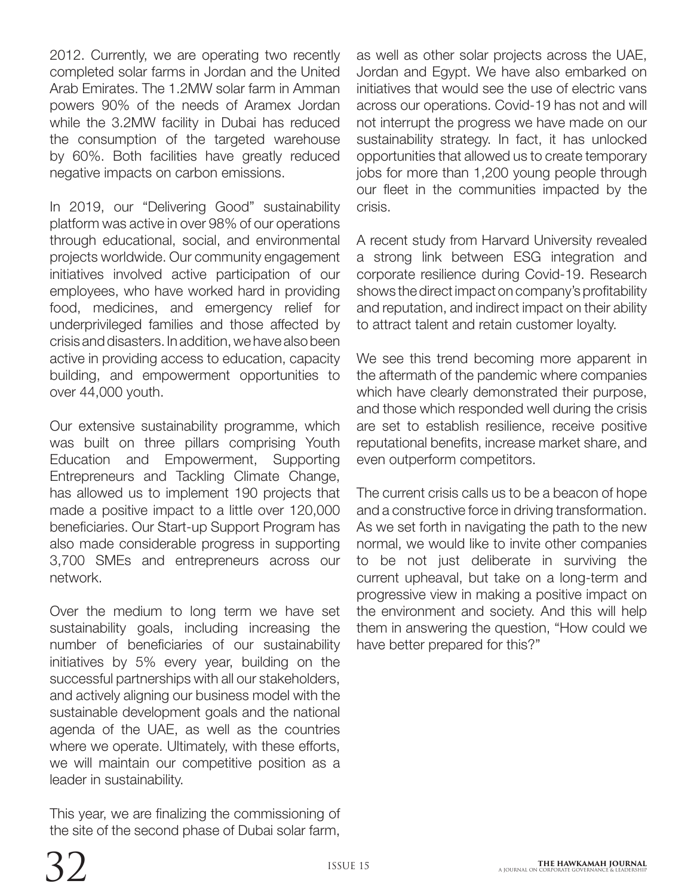2012. Currently, we are operating two recently completed solar farms in Jordan and the United Arab Emirates. The 1.2MW solar farm in Amman powers 90% of the needs of Aramex Jordan while the 3.2MW facility in Dubai has reduced the consumption of the targeted warehouse by 60%. Both facilities have greatly reduced negative impacts on carbon emissions.

In 2019, our "Delivering Good" sustainability platform was active in over 98% of our operations through educational, social, and environmental projects worldwide. Our community engagement initiatives involved active participation of our employees, who have worked hard in providing food, medicines, and emergency relief for underprivileged families and those affected by crisis and disasters. In addition, we have also been active in providing access to education, capacity building, and empowerment opportunities to over 44,000 youth.

Our extensive sustainability programme, which was built on three pillars comprising Youth Education and Empowerment, Supporting Entrepreneurs and Tackling Climate Change, has allowed us to implement 190 projects that made a positive impact to a little over 120,000 beneficiaries. Our Start-up Support Program has also made considerable progress in supporting 3,700 SMEs and entrepreneurs across our network.

Over the medium to long term we have set sustainability goals, including increasing the number of beneficiaries of our sustainability initiatives by 5% every year, building on the successful partnerships with all our stakeholders, and actively aligning our business model with the sustainable development goals and the national agenda of the UAE, as well as the countries where we operate. Ultimately, with these efforts, we will maintain our competitive position as a leader in sustainability.

This year, we are finalizing the commissioning of the site of the second phase of Dubai solar farm, as well as other solar projects across the UAE, Jordan and Egypt. We have also embarked on initiatives that would see the use of electric vans across our operations. Covid-19 has not and will not interrupt the progress we have made on our sustainability strategy. In fact, it has unlocked opportunities that allowed us to create temporary jobs for more than 1,200 young people through our fleet in the communities impacted by the crisis.

A recent study from Harvard University revealed a strong link between ESG integration and corporate resilience during Covid-19. Research shows the direct impact on company's profitability and reputation, and indirect impact on their ability to attract talent and retain customer loyalty.

We see this trend becoming more apparent in the aftermath of the pandemic where companies which have clearly demonstrated their purpose, and those which responded well during the crisis are set to establish resilience, receive positive reputational benefits, increase market share, and even outperform competitors.

The current crisis calls us to be a beacon of hope and a constructive force in driving transformation. As we set forth in navigating the path to the new normal, we would like to invite other companies to be not just deliberate in surviving the current upheaval, but take on a long-term and progressive view in making a positive impact on the environment and society. And this will help them in answering the question, "How could we have better prepared for this?"